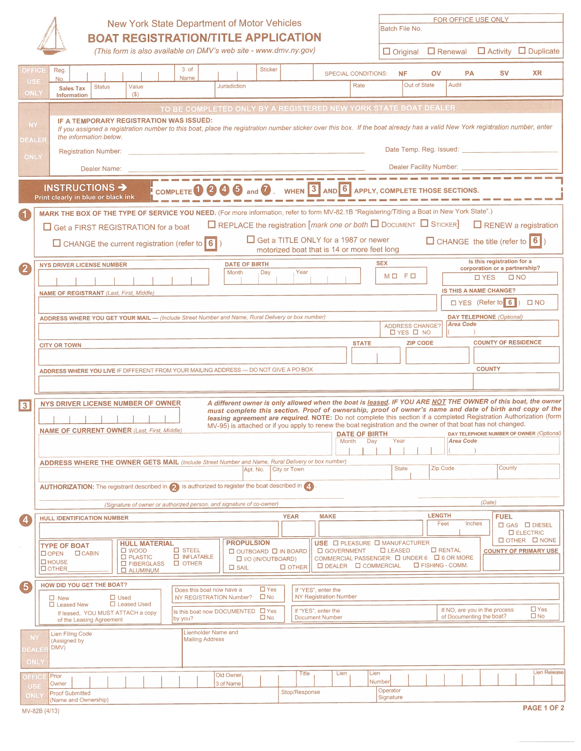New York State Department of Motor Vehicles

# BOAT REGISTRATION/TITLE APPLICATION

*(This form is also available on DMV's web site - www.dmv.ny.gov)*

FOR OFFICE USE ONLY
Batch File No.
☐ Original ☐ Renewal ☐ Activity ☐ Duplicate

**OFFICE USE ONLY**

| Reg. No. | 3 of Name | Sticker | SPECIAL CONDITIONS: NF OV PA SV XR |
|---|---|---|---|
| Sales Tax Information — Status / Value ($) | Jurisdiction | Rate | Out of State / Audit |

**NY DEALER ONLY**

## TO BE COMPLETED ONLY BY A REGISTERED NEW YORK STATE BOAT DEALER

**IF A TEMPORARY REGISTRATION WAS ISSUED:**
*If you assigned a registration number to this boat, place the registration number sticker over this box. If the boat already has a valid New York registration number, enter the information below.*

Registration Number: ______________________ Date Temp. Reg. Issued: ______________________

Dealer Name: ______________________ Dealer Facility Number: ______________________

**INSTRUCTIONS ➔** Print clearly in blue or black ink

COMPLETE ① ② ④ ⑤ and ⑦. WHEN ③ AND ⑥ APPLY, COMPLETE THOSE SECTIONS.

## ① MARK THE BOX OF THE TYPE OF SERVICE YOU NEED.
(For more information, refer to form MV-82.1B "Registering/Titling a Boat in New York State".)

☐ Get a FIRST REGISTRATION for a boat
☐ REPLACE the registration [*mark one or both* ☐ DOCUMENT ☐ STICKER]
☐ RENEW a registration
☐ CHANGE the current registration (refer to ⑥)
☐ Get a TITLE ONLY for a 1987 or newer motorized boat that is 14 or more feet long
☐ CHANGE the title (refer to ⑥)

## ②

**NYS DRIVER LICENSE NUMBER**

**DATE OF BIRTH** Month Day Year

**SEX** M ☐ F ☐

Is this registration for a corporation or a partnership? ☐ YES ☐ NO

**NAME OF REGISTRANT** *(Last, First, Middle)*

**IS THIS A NAME CHANGE?** ☐ YES (Refer to ⑥) ☐ NO

**ADDRESS WHERE YOU GET YOUR MAIL** — *(Include Street Number and Name, Rural Delivery or box number)*

ADDRESS CHANGE? ☐ YES ☐ NO

**DAY TELEPHONE** *(Optional)* Area Code ( )

**CITY OR TOWN** | **STATE** | **ZIP CODE** | **COUNTY OF RESIDENCE**

**ADDRESS WHERE YOU LIVE** IF DIFFERENT FROM YOUR MAILING ADDRESS — DO NOT GIVE A PO BOX | **COUNTY**

## ③

**NYS DRIVER LICENSE NUMBER OF OWNER**

*A different owner is only allowed when the boat is* ***leased****. **IF YOU ARE NOT THE OWNER of this boat, the owner must complete this section. Proof of ownership, proof of owner's name and date of birth and copy of the leasing agreement are required. NOTE:** Do not complete this section if a completed Registration Authorization (form MV-95) is attached or if you apply to renew the boat registration and the owner of that boat has not changed.*

**NAME OF CURRENT OWNER** *(Last, First, Middle)*

**DATE OF BIRTH** Month Day Year

**DAY TELEPHONE NUMBER OF OWNER** *(Optional)* Area Code ( )

**ADDRESS WHERE THE OWNER GETS MAIL** *(Include Street Number and Name, Rural Delivery or box number)* | Apt. No. | City or Town | State | Zip Code | County

**AUTHORIZATION:** The registrant described in ② is authorized to register the boat described in ④.

_______________________________________ _______________
*(Signature of owner or authorized person, and signature of co-owner)* *(Date)*

## ④

**HULL IDENTIFICATION NUMBER** | **YEAR** | **MAKE** | **LENGTH** Feet Inches

**FUEL** ☐ GAS ☐ DIESEL ☐ ELECTRIC ☐ OTHER ☐ NONE

**TYPE OF BOAT** ☐ OPEN ☐ CABIN ☐ HOUSE ☐ OTHER ________

**HULL MATERIAL** ☐ WOOD ☐ PLASTIC ☐ FIBERGLASS ☐ ALUMINUM ☐ STEEL ☐ INFLATABLE ☐ OTHER

**PROPULSION** ☐ OUTBOARD ☐ IN BOARD ☐ I/O (IN/OUTBOARD) ☐ SAIL ☐ OTHER

**USE** ☐ PLEASURE ☐ MANUFACTURER ☐ GOVERNMENT ☐ LEASED ☐ RENTAL
COMMERCIAL PASSENGER: ☐ UNDER 6 ☐ 6 OR MORE
☐ DEALER ☐ COMMERCIAL ☐ FISHING - COMM.

**COUNTY OF PRIMARY USE**

## ⑤ HOW DID YOU GET THE BOAT?

☐ New ☐ Used
☐ Leased New ☐ Leased Used

If leased, YOU MUST ATTACH a copy of the Leasing Agreement

Does this boat now have a NY REGISTRATION Number? ☐ Yes ☐ No — If "YES", enter the NY Registration Number

Is this boat now DOCUMENTED by you? ☐ Yes ☐ No — If "YES", enter the Document Number — If NO, are you in the process of Documenting the boat? ☐ Yes ☐ No

**NY DEALER ONLY**

| Lien Filing Code (Assigned by DMV) | Lienholder Name and Mailing Address |
|---|---|

**OFFICE USE ONLY**

| Prior Owner | Old Owner 3 of Name | Title | Lien | Lien Number | Lien Release |
|---|---|---|---|---|---|
| Proof Submitted (Name and Ownership) | | Stop/Response | | Operator Signature | |

MV-82B (4/13)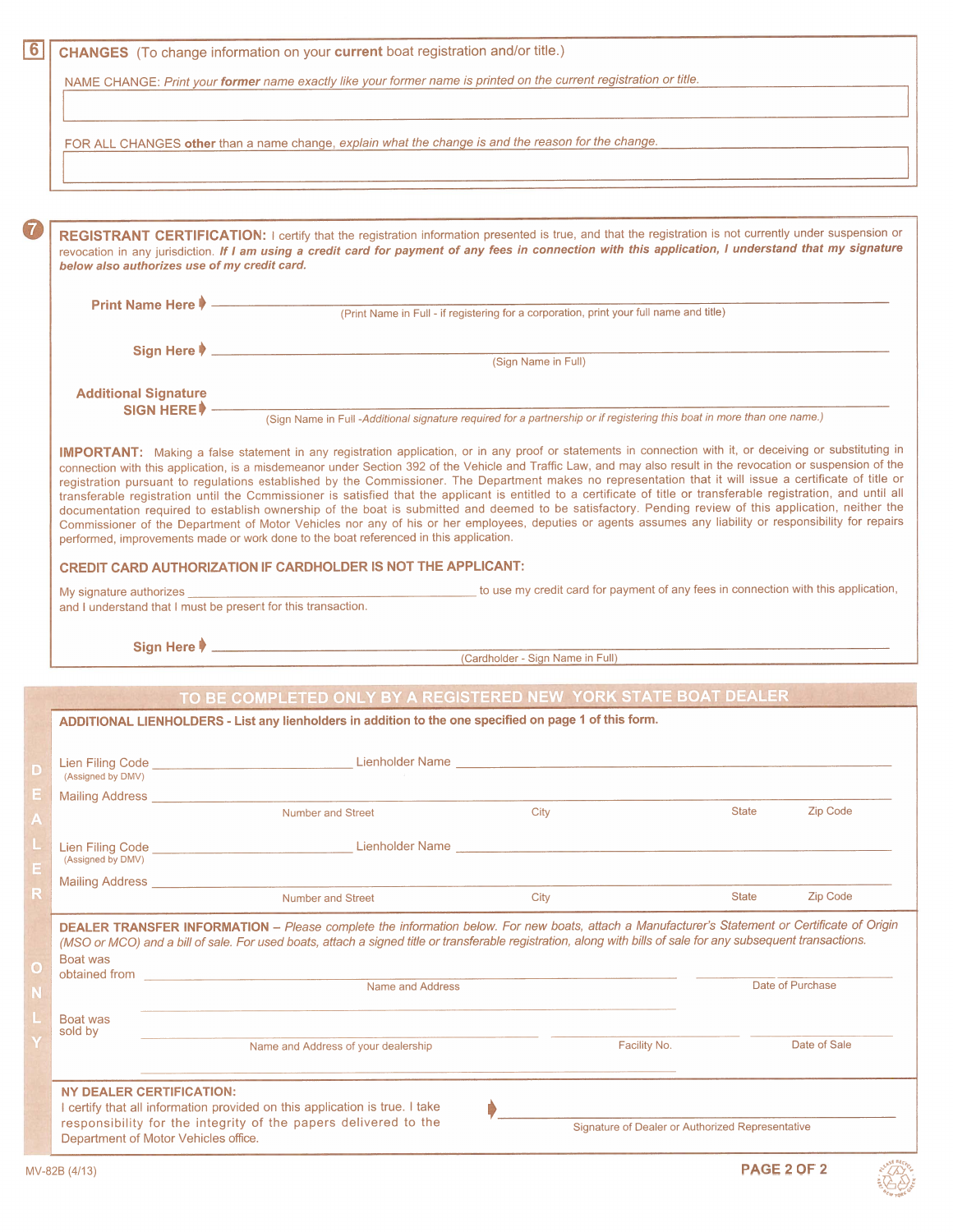## 6 CHANGES (To change information on your **current** boat registration and/or title.)

NAME CHANGE: *Print your **former** name exactly like your former name is printed on the current registration or title.*

FOR ALL CHANGES **other** than a name change, *explain what the change is and the reason for the change.*

## 7 REGISTRANT CERTIFICATION:

I certify that the registration information presented is true, and that the registration is not currently under suspension or revocation in any jurisdiction. ***If I am using a credit card for payment of any fees in connection with this application, I understand that my signature below also authorizes use of my credit card.***

**Print Name Here** ➧ ____________________
(Print Name in Full - if registering for a corporation, print your full name and title)

**Sign Here** ➧ ____________________
(Sign Name in Full)

**Additional Signature SIGN HERE** ➧ ____________________
(Sign Name in Full -*Additional signature required for a partnership or if registering this boat in more than one name.*)

**IMPORTANT:** Making a false statement in any registration application, or in any proof or statements in connection with it, or deceiving or substituting in connection with this application, is a misdemeanor under Section 392 of the Vehicle and Traffic Law, and may also result in the revocation or suspension of the registration pursuant to regulations established by the Commissioner. The Department makes no representation that it will issue a certificate of title or transferable registration until the Ccmmissioner is satisfied that the applicant is entitled to a certificate of title or transferable registration, and until all documentation required to establish ownership of the boat is submitted and deemed to be satisfactory. Pending review of this application, neither the Commissioner of the Department of Motor Vehicles nor any of his or her employees, deputies or agents assumes any liability or responsibility for repairs performed, improvements made or work done to the boat referenced in this application.

### CREDIT CARD AUTHORIZATION IF CARDHOLDER IS NOT THE APPLICANT:

My signature authorizes ____________________ to use my credit card for payment of any fees in connection with this application, and I understand that I must be present for this transaction.

**Sign Here** ➧ ____________________
(Cardholder - Sign Name in Full)

## TO BE COMPLETED ONLY BY A REGISTERED NEW YORK STATE BOAT DEALER

DEALER ONLY

### ADDITIONAL LIENHOLDERS - List any lienholders in addition to the one specified on page 1 of this form.

Lien Filing Code (Assigned by DMV) ____________________ Lienholder Name ____________________

Mailing Address ____________________
Number and Street | City | State | Zip Code

Lien Filing Code (Assigned by DMV) ____________________ Lienholder Name ____________________

Mailing Address ____________________
Number and Street | City | State | Zip Code

### DEALER TRANSFER INFORMATION –

*Please complete the information below. For new boats, attach a Manufacturer's Statement or Certificate of Origin (MSO or MCO) and a bill of sale. For used boats, attach a signed title or transferable registration, along with bills of sale for any subsequent transactions.*

Boat was obtained from ____________________ ____________________
Name and Address | Date of Purchase

Boat was sold by ____________________ ____________________ ____________________
Name and Address of your dealership | Facility No. | Date of Sale

### NY DEALER CERTIFICATION:

I certify that all information provided on this application is true. I take responsibility for the integrity of the papers delivered to the Department of Motor Vehicles office.

➧ ____________________
Signature of Dealer or Authorized Representative

MV-82B (4/13)